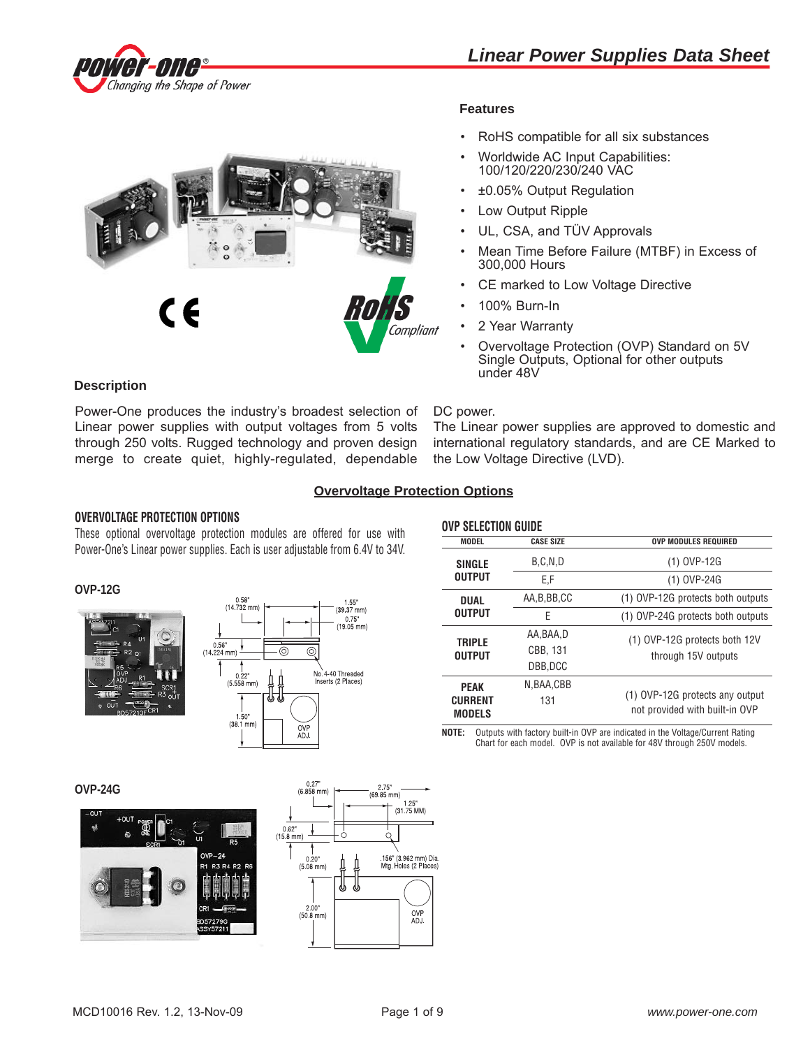# Linear Power Supplies Data Sheet

## Features

- RoHS compatible for all six substances
- Worldwide AC Input Capabilities: 100/120/220/230/240 VAC
- ±0.05% Output Regulation
- Low Output Ripple
- UL, CSA, and TÜV Approvals
- Mean Time Before Failure (MTBF) in Excess of 300,000 Hours
- CE marked to Low Voltage Directive
- 100% Burn-In
- 2 Year Warranty
- Overvoltage Protection (OVP) Standard on 5V Single Outputs, Optional for other outputs under 48V

## Description

Power-One produces the industry's broadest selection of Linear power supplies with output voltages from 5 volts through 250 volts. Rugged technology and proven design merge to create quiet, highly-regulated, dependable DC power.

The Linear power supplies are approved to domestic and international regulatory standards, and are CE Marked to the Low Voltage Directive (LVD).

## Overvoltage Protection Options

### OVERVOLTAGE PROTECTION OPTIONS

These optional overvoltage protection modules are offered for use with Power-One's Linear power supplies. Each is user adjustable from 6.4V to 34V.

### OVP-12G

0.58" (14.732 mm); 1.55" (39.37 mm); 0.75" (19.05 mm); 0.56" (14.224 mm); 0.22" (5.558 mm); No. 4-40 Threaded Inserts (2 Places); 1.50" (38.1 mm); OVP ADJ.

### OVP-24G

0.27" (6.858 mm); 2.75" (69.85 mm); 1.25" (31.75 MM); 0.62" (15.8 mm); 0.20" (5.08 mm); .156" (3.962 mm) Dia. Mtg. Holes (2 Places); 2.00" (50.8 mm); OVP ADJ.

### OVP SELECTION GUIDE

| MODEL | CASE SIZE | OVP MODULES REQUIRED |
|---|---|---|
| SINGLE OUTPUT | B,C,N,D | (1) OVP-12G |
| | E,F | (1) OVP-24G |
| DUAL OUTPUT | AA,B,BB,CC | (1) OVP-12G protects both outputs |
| | E | (1) OVP-24G protects both outputs |
| TRIPLE OUTPUT | AA,BAA,D CBB, 131 DBB,DCC | (1) OVP-12G protects both 12V through 15V outputs |
| PEAK CURRENT MODELS | N,BAA,CBB 131 | (1) OVP-12G protects any output not provided with built-in OVP |

**NOTE:** Outputs with factory built-in OVP are indicated in the Voltage/Current Rating Chart for each model. OVP is not available for 48V through 250V models.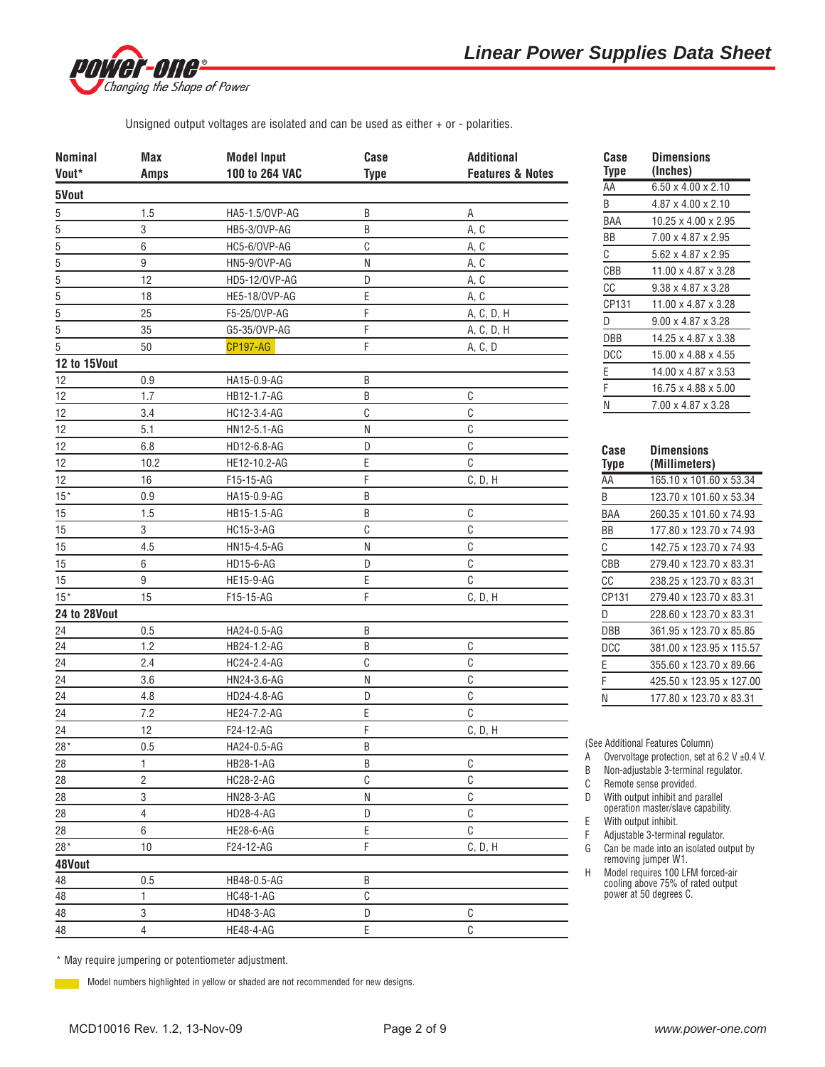Unsigned output voltages are isolated and can be used as either + or - polarities.

| Nominal Vout* | Max Amps | Model Input 100 to 264 VAC | Case Type | Additional Features & Notes |
|---|---|---|---|---|
| **5Vout** | | | | |
| 5 | 1.5 | HA5-1.5/OVP-AG | B | A |
| 5 | 3 | HB5-3/OVP-AG | B | A, C |
| 5 | 6 | HC5-6/OVP-AG | C | A, C |
| 5 | 9 | HN5-9/OVP-AG | N | A, C |
| 5 | 12 | HD5-12/OVP-AG | D | A, C |
| 5 | 18 | HE5-18/OVP-AG | E | A, C |
| 5 | 25 | F5-25/OVP-AG | F | A, C, D, H |
| 5 | 35 | G5-35/OVP-AG | F | A, C, D, H |
| 5 | 50 | CP197-AG | F | A, C, D |
| **12 to 15Vout** | | | | |
| 12 | 0.9 | HA15-0.9-AG | B | |
| 12 | 1.7 | HB12-1.7-AG | B | C |
| 12 | 3.4 | HC12-3.4-AG | C | C |
| 12 | 5.1 | HN12-5.1-AG | N | C |
| 12 | 6.8 | HD12-6.8-AG | D | C |
| 12 | 10.2 | HE12-10.2-AG | E | C |
| 12 | 16 | F15-15-AG | F | C, D, H |
| 15* | 0.9 | HA15-0.9-AG | B | |
| 15 | 1.5 | HB15-1.5-AG | B | C |
| 15 | 3 | HC15-3-AG | C | C |
| 15 | 4.5 | HN15-4.5-AG | N | C |
| 15 | 6 | HD15-6-AG | D | C |
| 15 | 9 | HE15-9-AG | E | C |
| 15* | 15 | F15-15-AG | F | C, D, H |
| **24 to 28Vout** | | | | |
| 24 | 0.5 | HA24-0.5-AG | B | |
| 24 | 1.2 | HB24-1.2-AG | B | C |
| 24 | 2.4 | HC24-2.4-AG | C | C |
| 24 | 3.6 | HN24-3.6-AG | N | C |
| 24 | 4.8 | HD24-4.8-AG | D | C |
| 24 | 7.2 | HE24-7.2-AG | E | C |
| 24 | 12 | F24-12-AG | F | C, D, H |
| 28* | 0.5 | HA24-0.5-AG | B | |
| 28 | 1 | HB28-1-AG | B | C |
| 28 | 2 | HC28-2-AG | C | C |
| 28 | 3 | HN28-3-AG | N | C |
| 28 | 4 | HD28-4-AG | D | C |
| 28 | 6 | HE28-6-AG | E | C |
| 28* | 10 | F24-12-AG | F | C, D, H |
| **48Vout** | | | | |
| 48 | 0.5 | HB48-0.5-AG | B | |
| 48 | 1 | HC48-1-AG | C | |
| 48 | 3 | HD48-3-AG | D | C |
| 48 | 4 | HE48-4-AG | E | C |

\* May require jumpering or potentiometer adjustment.

Model numbers highlighted in yellow or shaded are not recommended for new designs.

| Case Type | Dimensions (Inches) |
|---|---|
| AA | 6.50 x 4.00 x 2.10 |
| B | 4.87 x 4.00 x 2.10 |
| BAA | 10.25 x 4.00 x 2.95 |
| BB | 7.00 x 4.87 x 2.95 |
| C | 5.62 x 4.87 x 2.95 |
| CBB | 11.00 x 4.87 x 3.28 |
| CC | 9.38 x 4.87 x 3.28 |
| CP131 | 11.00 x 4.87 x 3.28 |
| D | 9.00 x 4.87 x 3.28 |
| DBB | 14.25 x 4.87 x 3.38 |
| DCC | 15.00 x 4.88 x 4.55 |
| E | 14.00 x 4.87 x 3.53 |
| F | 16.75 x 4.88 x 5.00 |
| N | 7.00 x 4.87 x 3.28 |

| Case Type | Dimensions (Millimeters) |
|---|---|
| AA | 165.10 x 101.60 x 53.34 |
| B | 123.70 x 101.60 x 53.34 |
| BAA | 260.35 x 101.60 x 74.93 |
| BB | 177.80 x 123.70 x 74.93 |
| C | 142.75 x 123.70 x 74.93 |
| CBB | 279.40 x 123.70 x 83.31 |
| CC | 238.25 x 123.70 x 83.31 |
| CP131 | 279.40 x 123.70 x 83.31 |
| D | 228.60 x 123.70 x 83.31 |
| DBB | 361.95 x 123.70 x 85.85 |
| DCC | 381.00 x 123.95 x 115.57 |
| E | 355.60 x 123.70 x 89.66 |
| F | 425.50 x 123.95 x 127.00 |
| N | 177.80 x 123.70 x 83.31 |

(See Additional Features Column)

- A Overvoltage protection, set at 6.2 V ±0.4 V.
- B Non-adjustable 3-terminal regulator.
- C Remote sense provided.
- D With output inhibit and parallel operation master/slave capability.
- E With output inhibit.
- F Adjustable 3-terminal regulator.
- G Can be made into an isolated output by removing jumper W1.
- H Model requires 100 LFM forced-air cooling above 75% of rated output power at 50 degrees C.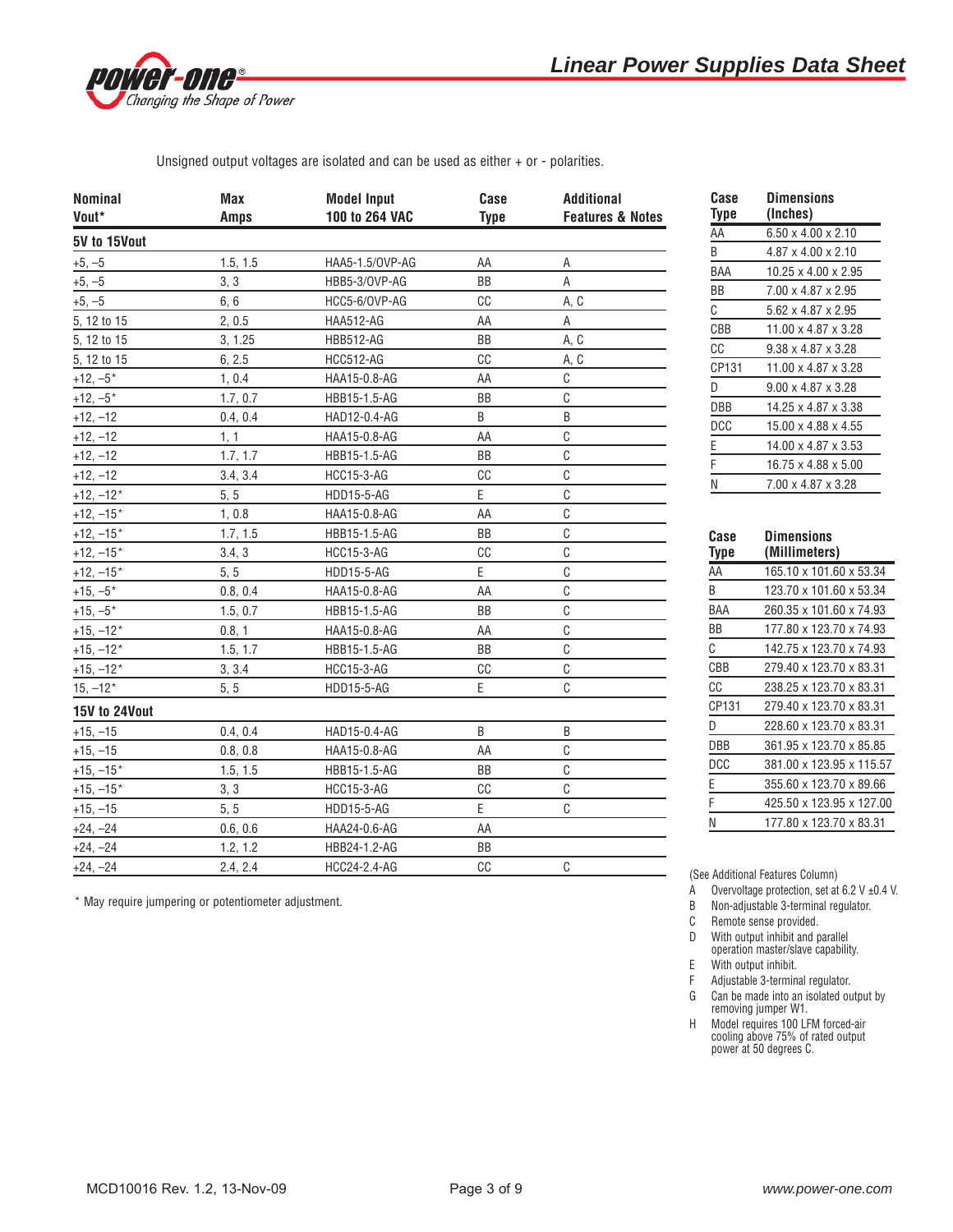Unsigned output voltages are isolated and can be used as either + or - polarities.

| Nominal Vout* | Max Amps | Model Input 100 to 264 VAC | Case Type | Additional Features & Notes |
|---|---|---|---|---|
| **5V to 15Vout** | | | | |
| +5, –5 | 1.5, 1.5 | HAA5-1.5/OVP-AG | AA | A |
| +5, –5 | 3, 3 | HBB5-3/OVP-AG | BB | A |
| +5, –5 | 6, 6 | HCC5-6/OVP-AG | CC | A, C |
| 5, 12 to 15 | 2, 0.5 | HAA512-AG | AA | A |
| 5, 12 to 15 | 3, 1.25 | HBB512-AG | BB | A, C |
| 5, 12 to 15 | 6, 2.5 | HCC512-AG | CC | A, C |
| +12, –5* | 1, 0.4 | HAA15-0.8-AG | AA | C |
| +12, –5* | 1.7, 0.7 | HBB15-1.5-AG | BB | C |
| +12, –12 | 0.4, 0.4 | HAD12-0.4-AG | B | B |
| +12, –12 | 1, 1 | HAA15-0.8-AG | AA | C |
| +12, –12 | 1.7, 1.7 | HBB15-1.5-AG | BB | C |
| +12, –12 | 3.4, 3.4 | HCC15-3-AG | CC | C |
| +12, –12* | 5, 5 | HDD15-5-AG | E | C |
| +12, –15* | 1, 0.8 | HAA15-0.8-AG | AA | C |
| +12, –15* | 1.7, 1.5 | HBB15-1.5-AG | BB | C |
| +12, –15* | 3.4, 3 | HCC15-3-AG | CC | C |
| +12, –15* | 5, 5 | HDD15-5-AG | E | C |
| +15, –5* | 0.8, 0.4 | HAA15-0.8-AG | AA | C |
| +15, –5* | 1.5, 0.7 | HBB15-1.5-AG | BB | C |
| +15, –12* | 0.8, 1 | HAA15-0.8-AG | AA | C |
| +15, –12* | 1.5, 1.7 | HBB15-1.5-AG | BB | C |
| +15, –12* | 3, 3.4 | HCC15-3-AG | CC | C |
| 15, –12* | 5, 5 | HDD15-5-AG | E | C |
| **15V to 24Vout** | | | | |
| +15, –15 | 0.4, 0.4 | HAD15-0.4-AG | B | B |
| +15, –15 | 0.8, 0.8 | HAA15-0.8-AG | AA | C |
| +15, –15* | 1.5, 1.5 | HBB15-1.5-AG | BB | C |
| +15, –15* | 3, 3 | HCC15-3-AG | CC | C |
| +15, –15 | 5, 5 | HDD15-5-AG | E | C |
| +24, –24 | 0.6, 0.6 | HAA24-0.6-AG | AA | |
| +24, –24 | 1.2, 1.2 | HBB24-1.2-AG | BB | |
| +24, –24 | 2.4, 2.4 | HCC24-2.4-AG | CC | C |

\* May require jumpering or potentiometer adjustment.

| Case Type | Dimensions (Inches) |
|---|---|
| AA | 6.50 x 4.00 x 2.10 |
| B | 4.87 x 4.00 x 2.10 |
| BAA | 10.25 x 4.00 x 2.95 |
| BB | 7.00 x 4.87 x 2.95 |
| C | 5.62 x 4.87 x 2.95 |
| CBB | 11.00 x 4.87 x 3.28 |
| CC | 9.38 x 4.87 x 3.28 |
| CP131 | 11.00 x 4.87 x 3.28 |
| D | 9.00 x 4.87 x 3.28 |
| DBB | 14.25 x 4.87 x 3.38 |
| DCC | 15.00 x 4.88 x 4.55 |
| E | 14.00 x 4.87 x 3.53 |
| F | 16.75 x 4.88 x 5.00 |
| N | 7.00 x 4.87 x 3.28 |

| Case Type | Dimensions (Millimeters) |
|---|---|
| AA | 165.10 x 101.60 x 53.34 |
| B | 123.70 x 101.60 x 53.34 |
| BAA | 260.35 x 101.60 x 74.93 |
| BB | 177.80 x 123.70 x 74.93 |
| C | 142.75 x 123.70 x 74.93 |
| CBB | 279.40 x 123.70 x 83.31 |
| CC | 238.25 x 123.70 x 83.31 |
| CP131 | 279.40 x 123.70 x 83.31 |
| D | 228.60 x 123.70 x 83.31 |
| DBB | 361.95 x 123.70 x 85.85 |
| DCC | 381.00 x 123.95 x 115.57 |
| E | 355.60 x 123.70 x 89.66 |
| F | 425.50 x 123.95 x 127.00 |
| N | 177.80 x 123.70 x 83.31 |

(See Additional Features Column)

- A Overvoltage protection, set at 6.2 V ±0.4 V.
- B Non-adjustable 3-terminal regulator.
- C Remote sense provided.
- D With output inhibit and parallel operation master/slave capability.
- E With output inhibit.
- F Adjustable 3-terminal regulator.
- G Can be made into an isolated output by removing jumper W1.
- H Model requires 100 LFM forced-air cooling above 75% of rated output power at 50 degrees C.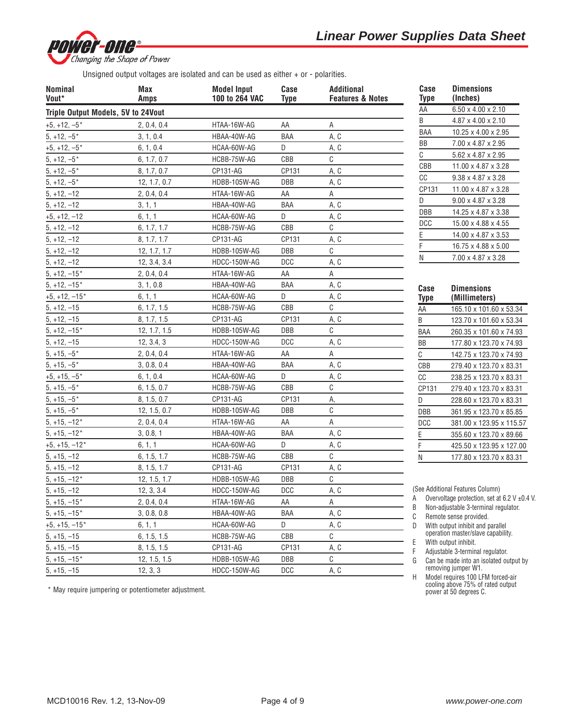# Linear Power Supplies Data Sheet

Unsigned output voltages are isolated and can be used as either + or - polarities.

| Nominal Vout* | Max Amps | Model Input 100 to 264 VAC | Case Type | Additional Features & Notes |
|---|---|---|---|---|
| **Triple Output Models, 5V to 24Vout** | | | | |
| +5, +12, –5* | 2, 0.4, 0.4 | HTAA-16W-AG | AA | A |
| 5, +12, –5* | 3, 1, 0.4 | HBAA-40W-AG | BAA | A, C |
| +5, +12, –5* | 6, 1, 0.4 | HCAA-60W-AG | D | A, C |
| 5, +12, –5* | 6, 1.7, 0.7 | HCBB-75W-AG | CBB | C |
| 5, +12, –5* | 8, 1.7, 0.7 | CP131-AG | CP131 | A, C |
| 5, +12, –5* | 12, 1.7, 0.7 | HDBB-105W-AG | DBB | A, C |
| 5, +12, –12 | 2, 0.4, 0.4 | HTAA-16W-AG | AA | A |
| 5, +12, –12 | 3, 1, 1 | HBAA-40W-AG | BAA | A, C |
| +5, +12, –12 | 6, 1, 1 | HCAA-60W-AG | D | A, C |
| 5, +12, –12 | 6, 1.7, 1.7 | HCBB-75W-AG | CBB | C |
| 5, +12, –12 | 8, 1.7, 1.7 | CP131-AG | CP131 | A, C |
| 5, +12, –12 | 12, 1.7, 1.7 | HDBB-105W-AG | DBB | C |
| 5, +12, –12 | 12, 3.4, 3.4 | HDCC-150W-AG | DCC | A, C |
| 5, +12, –15* | 2, 0.4, 0.4 | HTAA-16W-AG | AA | A |
| 5, +12, –15* | 3, 1, 0.8 | HBAA-40W-AG | BAA | A, C |
| +5, +12, –15* | 6, 1, 1 | HCAA-60W-AG | D | A, C |
| 5, +12, –15 | 6, 1.7, 1.5 | HCBB-75W-AG | CBB | C |
| 5, +12, –15 | 8, 1.7, 1.5 | CP131-AG | CP131 | A, C |
| 5, +12, –15* | 12, 1.7, 1.5 | HDBB-105W-AG | DBB | C |
| 5, +12, –15 | 12, 3.4, 3 | HDCC-150W-AG | DCC | A, C |
| 5, +15, –5* | 2, 0.4, 0.4 | HTAA-16W-AG | AA | A |
| 5, +15, –5* | 3, 0.8, 0.4 | HBAA-40W-AG | BAA | A, C |
| +5, +15, –5* | 6, 1, 0.4 | HCAA-60W-AG | D | A, C |
| 5, +15, –5* | 6, 1.5, 0.7 | HCBB-75W-AG | CBB | C |
| 5, +15, –5* | 8, 1.5, 0.7 | CP131-AG | CP131 | A, |
| 5, +15, –5* | 12, 1.5, 0.7 | HDBB-105W-AG | DBB | C |
| 5, +15, –12* | 2, 0.4, 0.4 | HTAA-16W-AG | AA | A |
| 5, +15, –12* | 3, 0.8, 1 | HBAA-40W-AG | BAA | A, C |
| +5, +15, –12* | 6, 1, 1 | HCAA-60W-AG | D | A, C |
| 5, +15, –12 | 6, 1.5, 1.7 | HCBB-75W-AG | CBB | C |
| 5, +15, –12 | 8, 1.5, 1.7 | CP131-AG | CP131 | A, C |
| 5, +15, –12* | 12, 1.5, 1.7 | HDBB-105W-AG | DBB | C |
| 5, +15, –12 | 12, 3, 3.4 | HDCC-150W-AG | DCC | A, C |
| 5, +15, –15* | 2, 0.4, 0.4 | HTAA-16W-AG | AA | A |
| 5, +15, –15* | 3, 0.8, 0.8 | HBAA-40W-AG | BAA | A, C |
| +5, +15, –15* | 6, 1, 1 | HCAA-60W-AG | D | A, C |
| 5, +15, –15 | 6, 1.5, 1.5 | HCBB-75W-AG | CBB | C |
| 5, +15, –15 | 8, 1.5, 1.5 | CP131-AG | CP131 | A, C |
| 5, +15, –15* | 12, 1.5, 1.5 | HDBB-105W-AG | DBB | C |
| 5, +15, –15 | 12, 3, 3 | HDCC-150W-AG | DCC | A, C |

\* May require jumpering or potentiometer adjustment.

| Case Type | Dimensions (Inches) |
|---|---|
| AA | 6.50 x 4.00 x 2.10 |
| B | 4.87 x 4.00 x 2.10 |
| BAA | 10.25 x 4.00 x 2.95 |
| BB | 7.00 x 4.87 x 2.95 |
| C | 5.62 x 4.87 x 2.95 |
| CBB | 11.00 x 4.87 x 3.28 |
| CC | 9.38 x 4.87 x 3.28 |
| CP131 | 11.00 x 4.87 x 3.28 |
| D | 9.00 x 4.87 x 3.28 |
| DBB | 14.25 x 4.87 x 3.38 |
| DCC | 15.00 x 4.88 x 4.55 |
| E | 14.00 x 4.87 x 3.53 |
| F | 16.75 x 4.88 x 5.00 |
| N | 7.00 x 4.87 x 3.28 |

| Case Type | Dimensions (Millimeters) |
|---|---|
| AA | 165.10 x 101.60 x 53.34 |
| B | 123.70 x 101.60 x 53.34 |
| BAA | 260.35 x 101.60 x 74.93 |
| BB | 177.80 x 123.70 x 74.93 |
| C | 142.75 x 123.70 x 74.93 |
| CBB | 279.40 x 123.70 x 83.31 |
| CC | 238.25 x 123.70 x 83.31 |
| CP131 | 279.40 x 123.70 x 83.31 |
| D | 228.60 x 123.70 x 83.31 |
| DBB | 361.95 x 123.70 x 85.85 |
| DCC | 381.00 x 123.95 x 115.57 |
| E | 355.60 x 123.70 x 89.66 |
| F | 425.50 x 123.95 x 127.00 |
| N | 177.80 x 123.70 x 83.31 |

(See Additional Features Column)

- A Overvoltage protection, set at 6.2 V ±0.4 V.
- B Non-adjustable 3-terminal regulator.
- C Remote sense provided.
- D With output inhibit and parallel operation master/slave capability.
- E With output inhibit.
- F Adjustable 3-terminal regulator.
- G Can be made into an isolated output by removing jumper W1.
- H Model requires 100 LFM forced-air cooling above 75% of rated output power at 50 degrees C.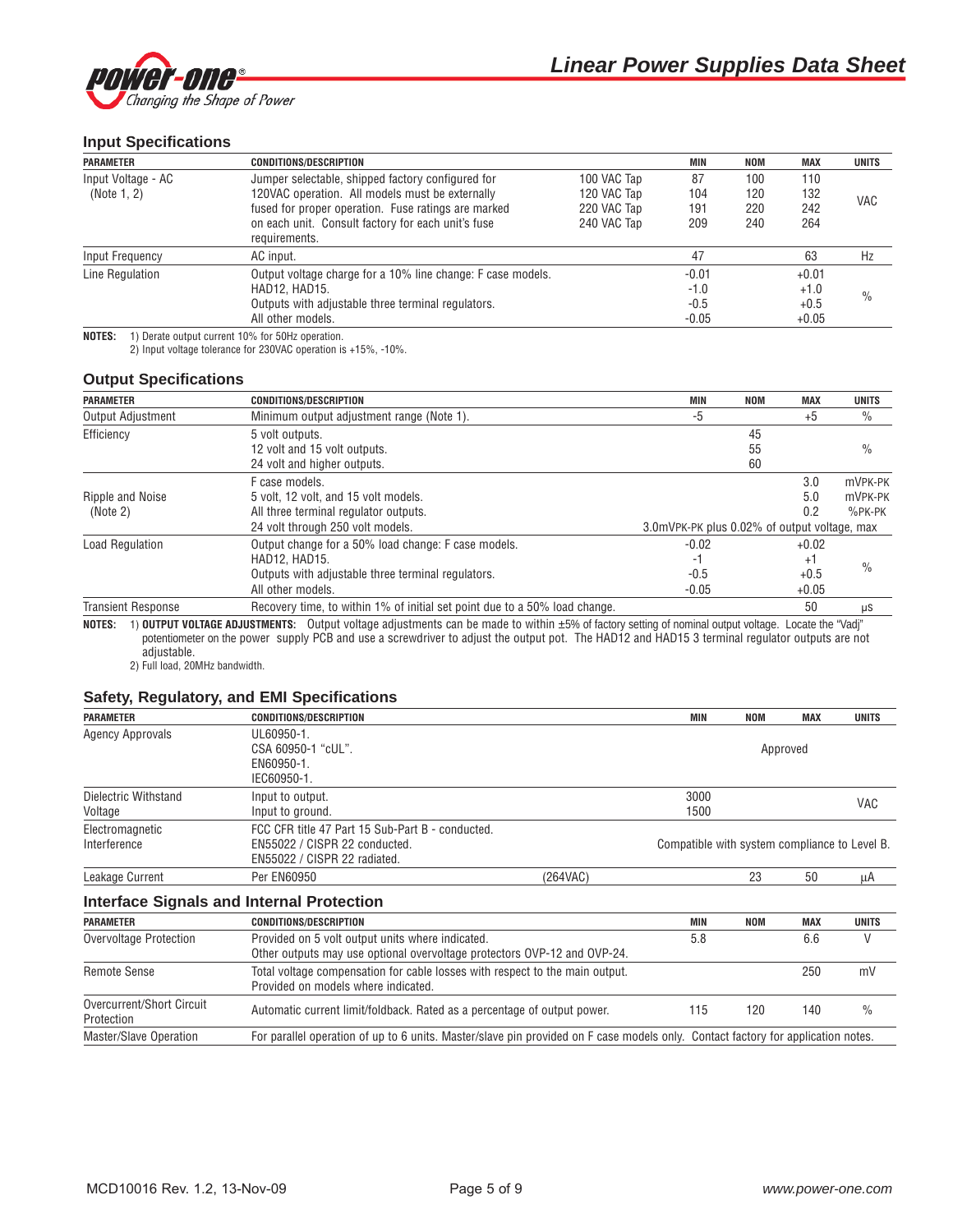## Input Specifications

| PARAMETER | CONDITIONS/DESCRIPTION | | MIN | NOM | MAX | UNITS |
|---|---|---|---|---|---|---|
| Input Voltage - AC (Note 1, 2) | Jumper selectable, shipped factory configured for 120VAC operation. All models must be externally fused for proper operation. Fuse ratings are marked on each unit. Consult factory for each unit's fuse requirements. | 100 VAC Tap<br>120 VAC Tap<br>220 VAC Tap<br>240 VAC Tap | 87<br>104<br>191<br>209 | 100<br>120<br>220<br>240 | 110<br>132<br>242<br>264 | VAC |
| Input Frequency | AC input. | | 47 | | 63 | Hz |
| Line Regulation | Output voltage charge for a 10% line change: F case models.<br>HAD12, HAD15.<br>Outputs with adjustable three terminal regulators.<br>All other models. | | -0.01<br>-1.0<br>-0.5<br>-0.05 | | +0.01<br>+1.0<br>+0.5<br>+0.05 | % |

**NOTES:** 1) Derate output current 10% for 50Hz operation.
2) Input voltage tolerance for 230VAC operation is +15%, -10%.

## Output Specifications

| PARAMETER | CONDITIONS/DESCRIPTION | MIN | NOM | MAX | UNITS |
|---|---|---|---|---|---|
| Output Adjustment | Minimum output adjustment range (Note 1). | -5 | | +5 | % |
| Efficiency | 5 volt outputs.<br>12 volt and 15 volt outputs.<br>24 volt and higher outputs. | | 45<br>55<br>60 | | % |
| Ripple and Noise (Note 2) | F case models.<br>5 volt, 12 volt, and 15 volt models.<br>All three terminal regulator outputs.<br>24 volt through 250 volt models. | 3.0mVPK-PK plus 0.02% of output voltage, max | | 3.0<br>5.0<br>0.2 | mVPK-PK<br>mVPK-PK<br>%PK-PK |
| Load Regulation | Output change for a 50% load change: F case models.<br>HAD12, HAD15.<br>Outputs with adjustable three terminal regulators.<br>All other models. | -0.02<br>-1<br>-0.5<br>-0.05 | | +0.02<br>+1<br>+0.5<br>+0.05 | % |
| Transient Response | Recovery time, to within 1% of initial set point due to a 50% load change. | | | 50 | µs |

**NOTES:** 1) **OUTPUT VOLTAGE ADJUSTMENTS:** Output voltage adjustments can be made to within ±5% of factory setting of nominal output voltage. Locate the "Vadj" potentiometer on the power supply PCB and use a screwdriver to adjust the output pot. The HAD12 and HAD15 3 terminal regulator outputs are not adjustable.
2) Full load, 20MHz bandwidth.

## Safety, Regulatory, and EMI Specifications

| PARAMETER | CONDITIONS/DESCRIPTION | | MIN | NOM | MAX | UNITS |
|---|---|---|---|---|---|---|
| Agency Approvals | UL60950-1.<br>CSA 60950-1 "cUL".<br>EN60950-1.<br>IEC60950-1. | | | Approved | | |
| Dielectric Withstand Voltage | Input to output.<br>Input to ground. | | 3000<br>1500 | | | VAC |
| Electromagnetic Interference | FCC CFR title 47 Part 15 Sub-Part B - conducted.<br>EN55022 / CISPR 22 conducted.<br>EN55022 / CISPR 22 radiated. | | Compatible with system compliance to Level B. | | | |
| Leakage Current | Per EN60950 | (264VAC) | | 23 | 50 | µA |

## Interface Signals and Internal Protection

| PARAMETER | CONDITIONS/DESCRIPTION | MIN | NOM | MAX | UNITS |
|---|---|---|---|---|---|
| Overvoltage Protection | Provided on 5 volt output units where indicated.<br>Other outputs may use optional overvoltage protectors OVP-12 and OVP-24. | 5.8 | | 6.6 | V |
| Remote Sense | Total voltage compensation for cable losses with respect to the main output.<br>Provided on models where indicated. | | | 250 | mV |
| Overcurrent/Short Circuit Protection | Automatic current limit/foldback. Rated as a percentage of output power. | 115 | 120 | 140 | % |
| Master/Slave Operation | For parallel operation of up to 6 units. Master/slave pin provided on F case models only. Contact factory for application notes. | | | | |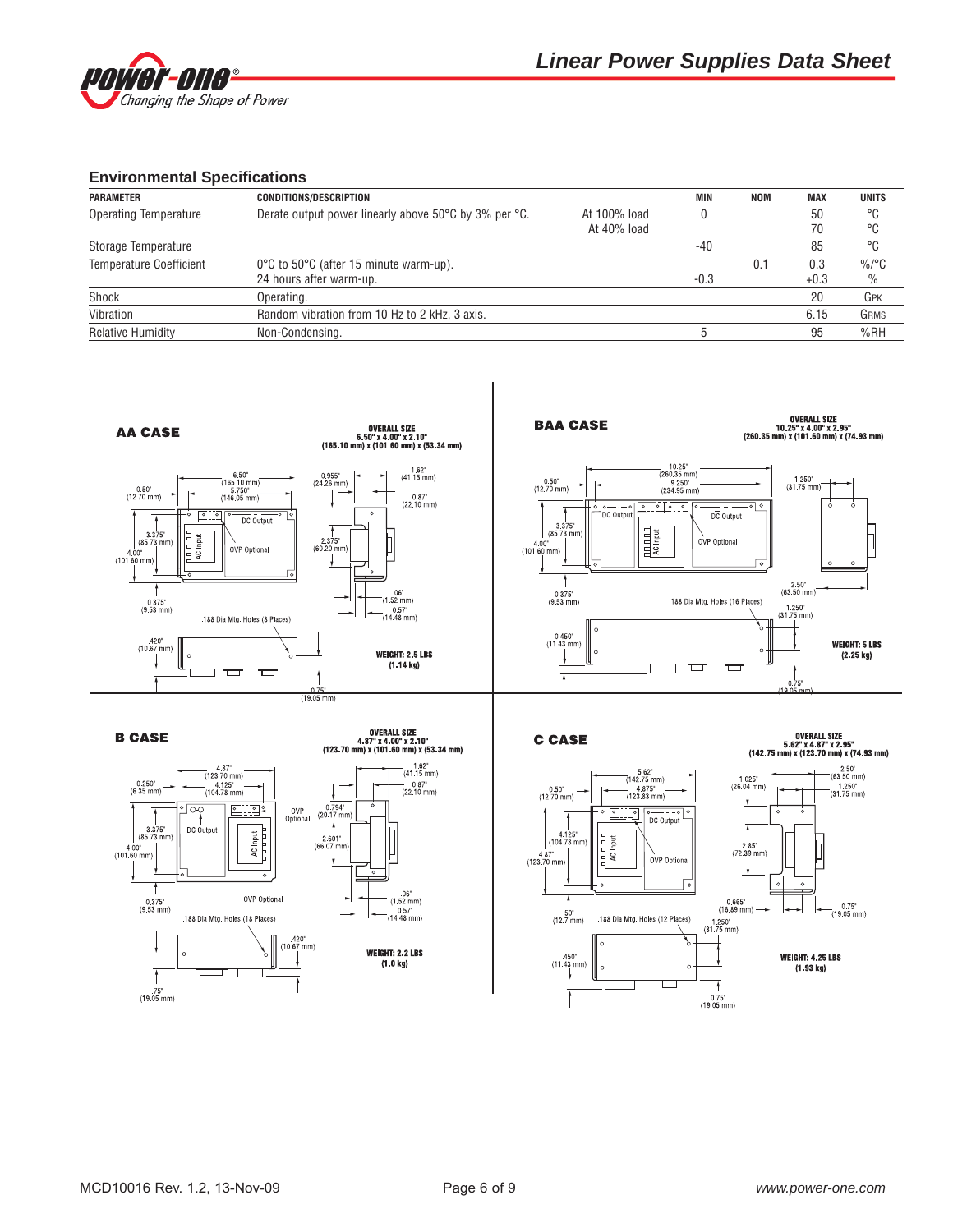## Environmental Specifications

| PARAMETER | CONDITIONS/DESCRIPTION | | MIN | NOM | MAX | UNITS |
|---|---|---|---|---|---|---|
| Operating Temperature | Derate output power linearly above 50°C by 3% per °C. | At 100% load | 0 | | 50 | °C |
| | | At 40% load | | | 70 | °C |
| Storage Temperature | | | -40 | | 85 | °C |
| Temperature Coefficient | 0°C to 50°C (after 15 minute warm-up). | | | 0.1 | 0.3 | %/°C |
| | 24 hours after warm-up. | | -0.3 | | +0.3 | % |
| Shock | Operating. | | | | 20 | GPK |
| Vibration | Random vibration from 10 Hz to 2 kHz, 3 axis. | | | | 6.15 | GRMS |
| Relative Humidity | Non-Condensing. | | 5 | | 95 | %RH |

**AA CASE**

OVERALL SIZE 6.50" x 4.00" x 2.10" (165.10 mm) x (101.60 mm) x (53.34 mm)

6.50" (165.10 mm); 5.750" (146.05 mm); 0.50" (12.70 mm); 0.955" (24.26 mm); 1.62" (41.15 mm); 0.87" (22.10 mm); 3.375" (85.73 mm); 4.00" (101.60 mm); 2.375" (60.20 mm); 0.375" (9.53 mm); .06" (1.52 mm); 0.57" (14.48 mm); .420" (10.67 mm); 0.75" (19.05 mm)

DC Output; AC Input; OVP Optional; .188 Dia Mtg. Holes (8 Places)

**WEIGHT: 2.5 LBS (1.14 kg)**

**BAA CASE**

OVERALL SIZE 10.25" x 4.00" x 2.95" (260.35 mm) x (101.60 mm) x (74.93 mm)

10.25" (260.35 mm); 9.250" (234.95 mm); 0.50" (12.70 mm); 1.250" (31.75 mm); 3.375" (85.73 mm); 4.00" (101.60 mm); 2.50" (63.50 mm); 1.250" (31.75 mm); 0.375" (9.53 mm); 0.450" (11.43 mm); 0.75" (19.05 mm)

DC Output; DC Output; AC Input; OVP Optional; .188 Dia Mtg. Holes (16 Places)

**WEIGHT: 5 LBS (2.25 kg)**

**B CASE**

OVERALL SIZE 4.87" x 4.00" x 2.10" (123.70 mm) x (101.60 mm) x (53.34 mm)

4.87" (123.70 mm); 4.125" (104.78 mm); 0.250" (6.35 mm); 0.794" (20.17 mm); 1.62" (41.15 mm); 0.87" (22.10 mm); 3.375" (85.73 mm); 4.00" (101.60 mm); 2.601" (66.07 mm); 0.375" (9.53 mm); .06" (1.52 mm); 0.57" (14.48 mm); .420" (10.67 mm); .75" (19.05 mm)

DC Output; AC Input; OVP Optional; OVP Optional; .188 Dia Mtg. Holes (18 Places)

**WEIGHT: 2.2 LBS (1.0 kg)**

**C CASE**

OVERALL SIZE 5.62" x 4.87" x 2.95" (142.75 mm) x (123.70 mm) x (74.93 mm)

5.62" (142.75 mm); 4.875" (123.83 mm); 0.50" (12.70 mm); 1.025" (26.04 mm); 2.50" (63.50 mm); 1.250" (31.75 mm); 4.125" (104.78 mm); 4.87" (123.70 mm); 2.85" (72.39 mm); 0.665" (16.89 mm); 0.75" (19.05 mm); 1.250" (31.75 mm); .50" (12.7 mm); .450" (11.43 mm); 0.75" (19.05 mm)

DC Output; AC Input; OVP Optional; .188 Dia Mtg. Holes (12 Places)

**WEIGHT: 4.25 LBS (1.93 kg)**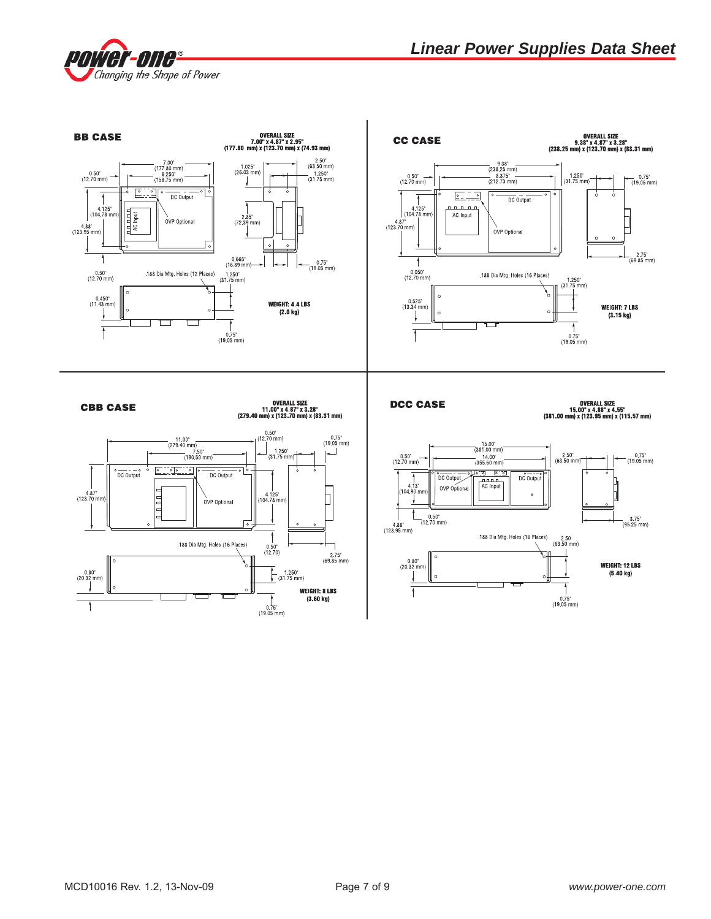## BB CASE

**OVERALL SIZE**
**7.00" x 4.87" x 2.95"**
**(177.80 mm) x (123.70 mm) x (74.93 mm)**

7.00" (177.80 mm)
6.250" (158.75 mm)
0.50" (12.70 mm)
1.025" (26.03 mm)
2.50" (63.50 mm)
1.250" (31.75 mm)
4.125" (104.78 mm)
4.88" (123.95 mm)
2.85" (72.39 mm)
DC Output
AC Input
OVP Optional
0.665" (16.89 mm)
0.75" (19.05 mm)
0.50" (12.70 mm)
.188 Dia Mtg. Holes (12 Places)
1.250" (31.75 mm)
0.450" (11.43 mm)
0.75" (19.05 mm)

**WEIGHT: 4.4 LBS (2.0 kg)**

## CC CASE

**OVERALL SIZE**
**9.38" x 4.87" x 3.28"**
**(238.25 mm) x (123.70 mm) x (83.31 mm)**

9.38" (238.25 mm)
8.375" (212.73 mm)
0.50" (12.70 mm)
1.250" (31.75 mm)
0.75" (19.05 mm)
4.125" (104.78 mm)
4.87" (123.70 mm)
DC Output
AC Input
OVP Optional
2.75" (69.85 mm)
0.050" (12.70 mm)
.188 Dia Mtg. Holes (16 Places)
1.250" (31.75 mm)
0.525" (13.34 mm)
0.75" (19.05 mm)

**WEIGHT: 7 LBS (3.15 kg)**

## CBB CASE

**OVERALL SIZE**
**11.00" x 4.87" x 3.28"**
**(279.40 mm) x (123.70 mm) x (83.31 mm)**

11.00" (279.40 mm)
7.50" (190.50 mm)
0.50" (12.70 mm)
1.250" (31.75 mm)
0.75" (19.05 mm)
DC Output
DC Output
OVP Optional
4.87" (123.70 mm)
4.125" (104.78 mm)
.188 Dia Mtg. Holes (16 Places)
0.50" (12.70)
2.75" (69.85 mm)
0.80" (20.32 mm)
1.250" (31.75 mm)
0.75" (19.05 mm)

**WEIGHT: 8 LBS (3.60 kg)**

## DCC CASE

**OVERALL SIZE**
**15.00" x 4.88" x 4.55"**
**(381.00 mm) x (123.95 mm) x (115.57 mm)**

15.00" (381.00 mm)
14.00" (355.60 mm)
0.50" (12.70 mm)
2.50" (63.50 mm)
0.75" (19.05 mm)
DC Output
OVP Optional
AC Input
DC Output
4.13" (104.90 mm)
0.50" (12.70 mm)
4.88" (123.95 mm)
3.75" (95.25 mm)
.188 Dia Mtg. Holes (16 Places)
2.50 (63.50 mm)
0.80" (20.32 mm)
0.75" (19.05 mm)

**WEIGHT: 12 LBS (5.40 kg)**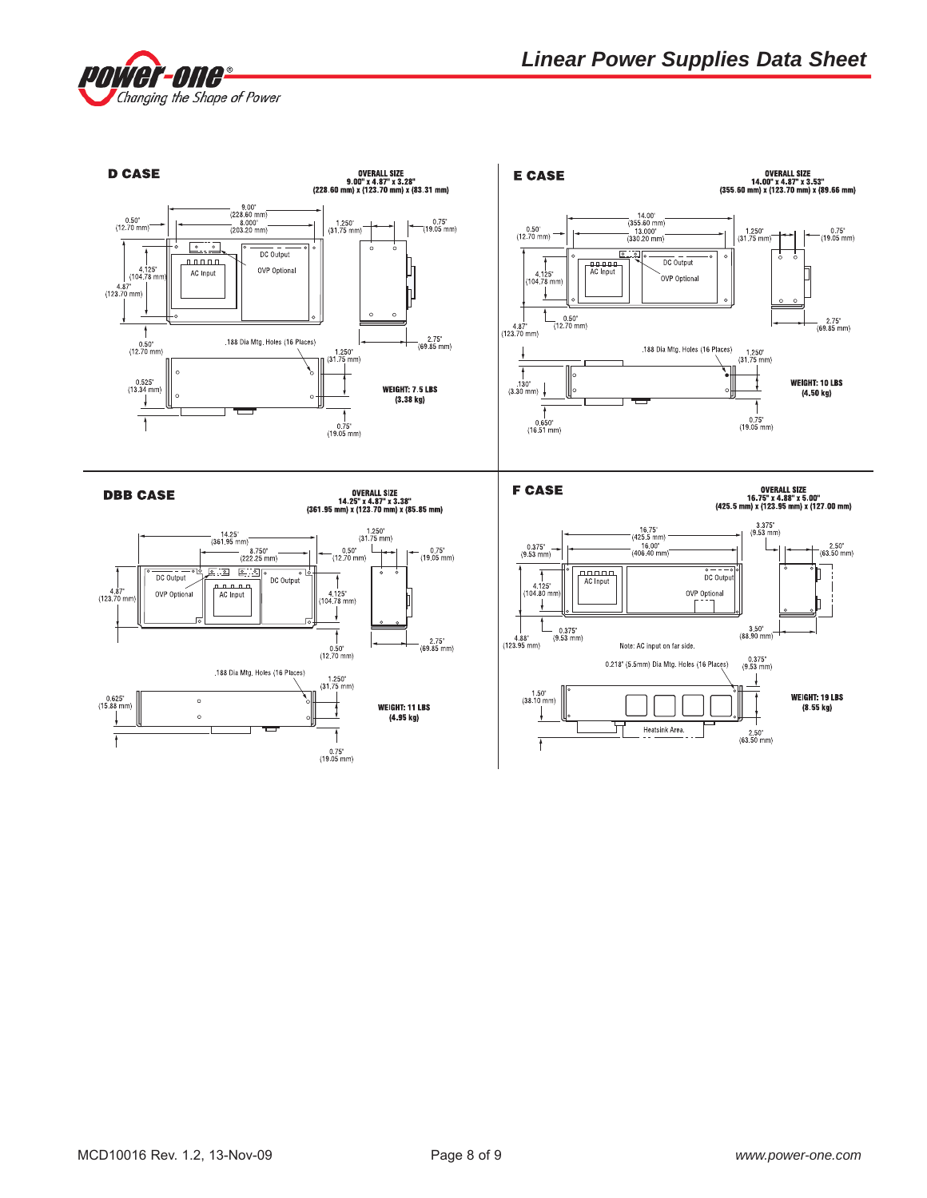# Linear Power Supplies Data Sheet

## D CASE

**OVERALL SIZE**
**9.00" x 4.87" x 3.28"**
**(228.60 mm) x (123.70 mm) x (83.31 mm)**

9.00" (228.60 mm)
8.000" (203.20 mm)
0.50" (12.70 mm)
1.250" (31.75 mm)
0.75" (19.05 mm)
4.125" (104.78 mm)
4.87" (123.70 mm)
DC Output
AC Input
OVP Optional
0.50" (12.70 mm)
.188 Dia Mtg. Holes (16 Places)
2.75" (69.85 mm)
1.250" (31.75 mm)
0.525" (13.34 mm)
0.75" (19.05 mm)

**WEIGHT: 7.5 LBS (3.38 kg)**

## E CASE

**OVERALL SIZE**
**14.00" x 4.87" x 3.53"**
**(355.60 mm) x (123.70 mm) x (89.66 mm)**

14.00" (355.60 mm)
13.000" (330.20 mm)
0.50" (12.70 mm)
1.250" (31.75 mm)
0.75" (19.05 mm)
4.125" (104.78 mm)
4.87" (123.70 mm)
DC Output
AC Input
OVP Optional
0.50" (12.70 mm)
2.75" (69.85 mm)
.188 Dia Mtg. Holes (16 Places)
1.250" (31.75 mm)
.130" (3.30 mm)
0.650" (16.51 mm)
0.75" (19.05 mm)

**WEIGHT: 10 LBS (4.50 kg)**

## DBB CASE

**OVERALL SIZE**
**14.25" x 4.87" x 3.38"**
**(361.95 mm) x (123.70 mm) x (85.85 mm)**

14.25" (361.95 mm)
8.750" (222.25 mm)
1.250" (31.75 mm)
0.50" (12.70 mm)
0.75" (19.05 mm)
4.87" (123.70 mm)
DC Output
OVP Optional
AC Input
DC Output
4.125" (104.78 mm)
0.50" (12.70 mm)
2.75" (69.85 mm)
.188 Dia Mtg. Holes (16 Places)
1.250" (31.75 mm)
0.625" (15.88 mm)
0.75" (19.05 mm)

**WEIGHT: 11 LBS (4.95 kg)**

## F CASE

**OVERALL SIZE**
**16.75" x 4.88" x 5.00"**
**(425.5 mm) x (123.95 mm) x (127.00 mm)**

16.75" (425.5 mm)
16.00" (406.40 mm)
0.375" (9.53 mm)
3.375" (9.53 mm)
2.50" (63.50 mm)
4.125" (104.80 mm)
4.88" (123.95 mm)
AC Input
DC Output
OVP Optional
0.375" (9.53 mm)
3.50" (88.90 mm)
Note: AC input on far side.
0.218" (5.5mm) Dia Mtg. Holes (16 Places)
0.375" (9.53 mm)
1.50" (38.10 mm)
Heatsink Area.
2.50" (63.50 mm)

**WEIGHT: 19 LBS (8.55 kg)**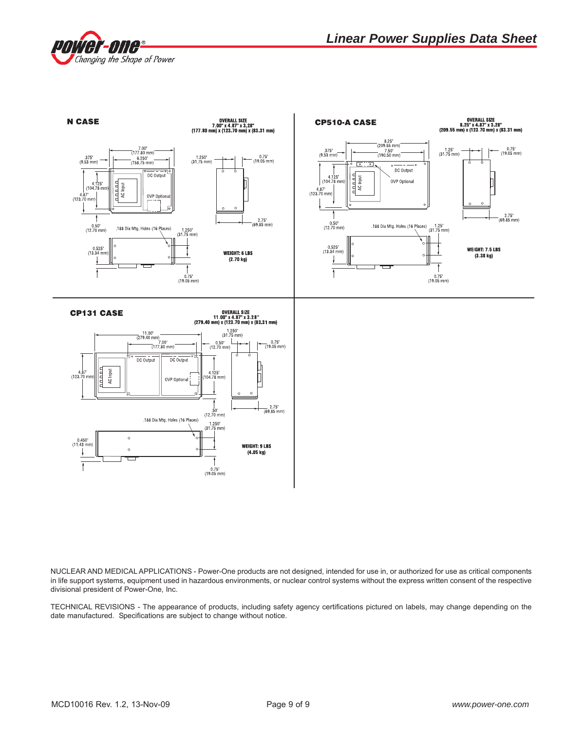## N CASE

OVERALL SIZE
7.00" x 4.87" x 3.28"
(177.80 mm) x (123.70 mm) x (83.31 mm)

7.00" (177.80 mm)
6.250" (158.75 mm)
.375" (9.53 mm)
1.250" (31.75 mm)
0.75" (19.05 mm)
DC Output
AC Input
OVP Optional
4.125" (104.78 mm)
4.87" (123.70 mm)
0.50" (12.70 mm)
.188 Dia Mtg. Holes (16 Places)
1.250" (31.75 mm)
2.75" (69.85 mm)
0.525" (13.34 mm)
0.75" (19.05 mm)

**WEIGHT: 6 LBS (2.70 kg)**

## CP510-A CASE

OVERALL SIZE
8.25" x 4.87" x 3.28"
(209.55 mm) x (123.70 mm) x (83.31 mm)

8.25" (209.55 mm)
7.50" (190.50 mm)
.375" (9.53 mm)
1.25" (31.75 mm)
0.75" (19.05 mm)
DC Output
AC Input
OVP Optional
4.125" (104.78 mm)
4.87" (123.70 mm)
0.50" (12.70 mm)
.188 Dia Mtg. Holes (16 Places)
1.25" (31.75 mm)
2.75" (69.85 mm)
0.525" (13.34 mm)
0.75" (19.05 mm)

**WEIGHT: 7.5 LBS (3.38 kg)**

## CP131 CASE

OVERALL SIZE
11.00" x 4.87" x 3.28"
(279.40 mm) x (123.70 mm) x (83.31 mm)

11.00" (279.40 mm)
7.00" (177.80 mm)
1.250" (31.75 mm)
0.50" (12.70 mm)
0.75" (19.05 mm)
DC Output
DC Output
AC Input
OVP Optional
4.87" (123.70 mm)
4.125" (104.78 mm)
.50" (12.70 mm)
2.75" (69.85 mm)
.188 Dia Mtg. Holes (16 Places)
1.250" (31.75 mm)
0.450" (11.43 mm)
0.75" (19.05 mm)

**WEIGHT: 9 LBS (4.05 kg)**

NUCLEAR AND MEDICAL APPLICATIONS - Power-One products are not designed, intended for use in, or authorized for use as critical components in life support systems, equipment used in hazardous environments, or nuclear control systems without the express written consent of the respective divisional president of Power-One, Inc.

TECHNICAL REVISIONS - The appearance of products, including safety agency certifications pictured on labels, may change depending on the date manufactured. Specifications are subject to change without notice.